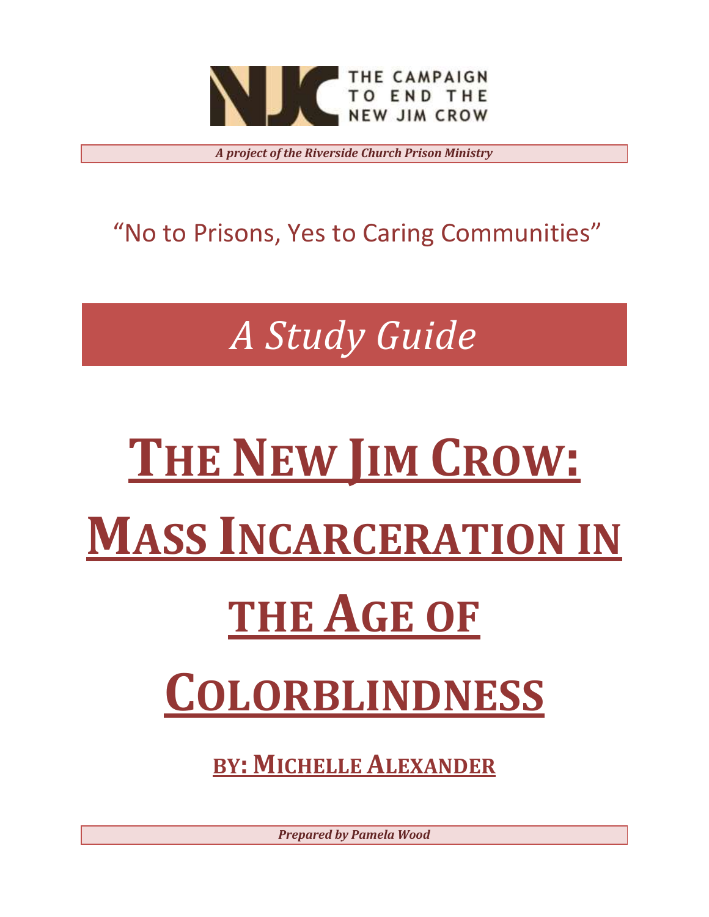THE CAMPAIGN TO END THE NEW JIM CROW

***A project of the Riverside Church Prison Ministry***

"No to Prisons, Yes to Caring Communities"

## *A Study Guide*

# THE NEW JIM CROW: MASS INCARCERATION IN THE AGE OF COLORBLINDNESS

### BY: MICHELLE ALEXANDER

***Prepared by Pamela Wood***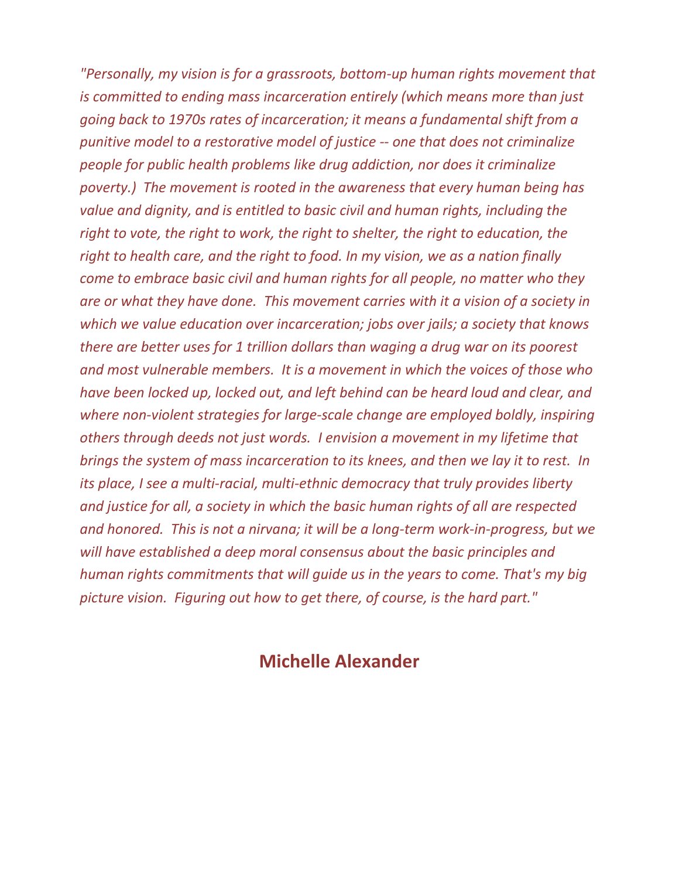*"Personally, my vision is for a grassroots, bottom-up human rights movement that is committed to ending mass incarceration entirely (which means more than just going back to 1970s rates of incarceration; it means a fundamental shift from a punitive model to a restorative model of justice -- one that does not criminalize people for public health problems like drug addiction, nor does it criminalize poverty.) The movement is rooted in the awareness that every human being has value and dignity, and is entitled to basic civil and human rights, including the right to vote, the right to work, the right to shelter, the right to education, the right to health care, and the right to food. In my vision, we as a nation finally come to embrace basic civil and human rights for all people, no matter who they are or what they have done. This movement carries with it a vision of a society in which we value education over incarceration; jobs over jails; a society that knows there are better uses for 1 trillion dollars than waging a drug war on its poorest and most vulnerable members. It is a movement in which the voices of those who have been locked up, locked out, and left behind can be heard loud and clear, and where non-violent strategies for large-scale change are employed boldly, inspiring others through deeds not just words. I envision a movement in my lifetime that brings the system of mass incarceration to its knees, and then we lay it to rest. In its place, I see a multi-racial, multi-ethnic democracy that truly provides liberty and justice for all, a society in which the basic human rights of all are respected and honored. This is not a nirvana; it will be a long-term work-in-progress, but we will have established a deep moral consensus about the basic principles and human rights commitments that will guide us in the years to come. That's my big picture vision. Figuring out how to get there, of course, is the hard part."*

**Michelle Alexander**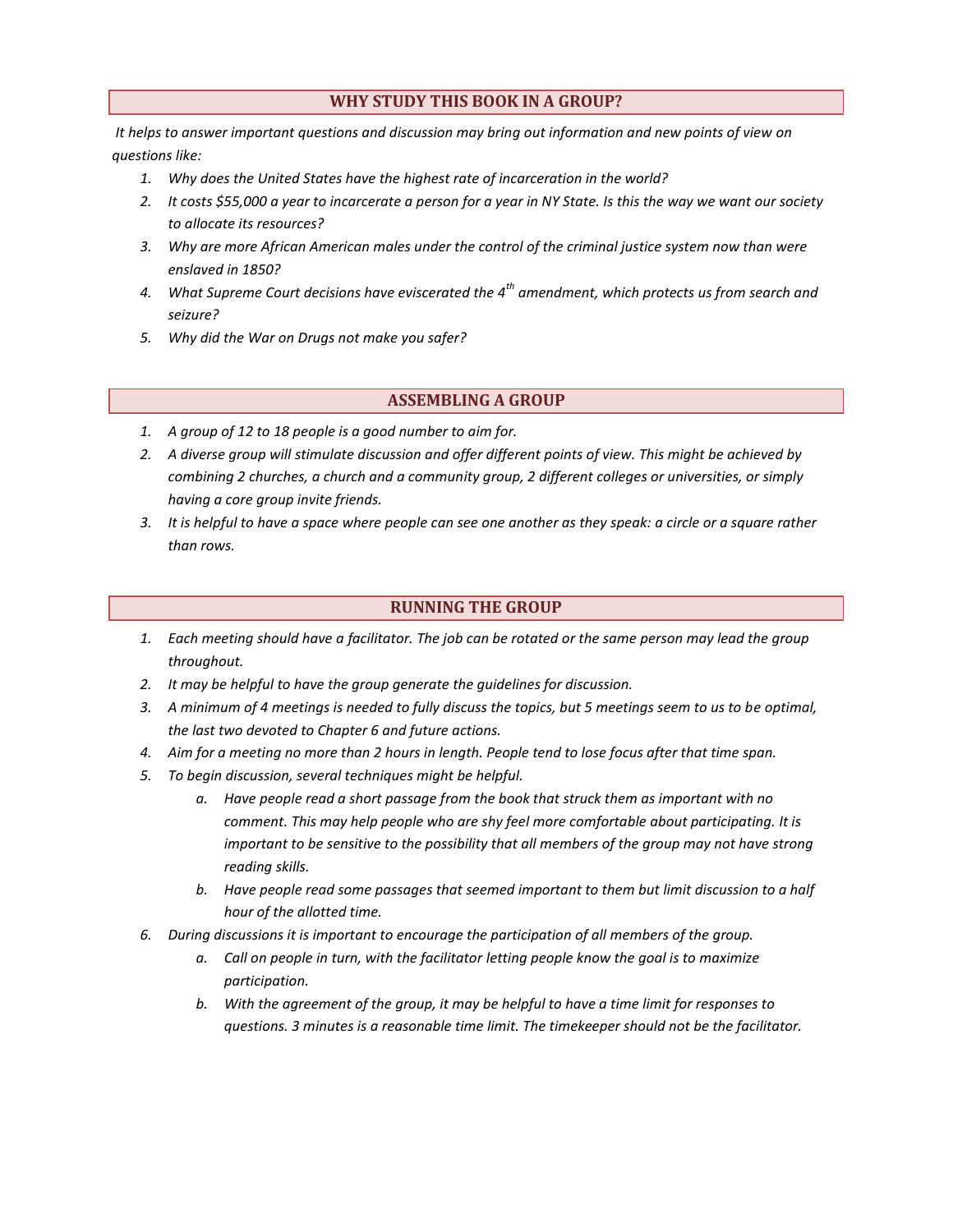## WHY STUDY THIS BOOK IN A GROUP?

*It helps to answer important questions and discussion may bring out information and new points of view on questions like:*

1. *Why does the United States have the highest rate of incarceration in the world?*
2. *It costs $55,000 a year to incarcerate a person for a year in NY State. Is this the way we want our society to allocate its resources?*
3. *Why are more African American males under the control of the criminal justice system now than were enslaved in 1850?*
4. *What Supreme Court decisions have eviscerated the 4th amendment, which protects us from search and seizure?*
5. *Why did the War on Drugs not make you safer?*

## ASSEMBLING A GROUP

1. *A group of 12 to 18 people is a good number to aim for.*
2. *A diverse group will stimulate discussion and offer different points of view. This might be achieved by combining 2 churches, a church and a community group, 2 different colleges or universities, or simply having a core group invite friends.*
3. *It is helpful to have a space where people can see one another as they speak: a circle or a square rather than rows.*

## RUNNING THE GROUP

1. *Each meeting should have a facilitator. The job can be rotated or the same person may lead the group throughout.*
2. *It may be helpful to have the group generate the guidelines for discussion.*
3. *A minimum of 4 meetings is needed to fully discuss the topics, but 5 meetings seem to us to be optimal, the last two devoted to Chapter 6 and future actions.*
4. *Aim for a meeting no more than 2 hours in length. People tend to lose focus after that time span.*
5. *To begin discussion, several techniques might be helpful.*
   a. *Have people read a short passage from the book that struck them as important with no comment. This may help people who are shy feel more comfortable about participating. It is important to be sensitive to the possibility that all members of the group may not have strong reading skills.*
   b. *Have people read some passages that seemed important to them but limit discussion to a half hour of the allotted time.*
6. *During discussions it is important to encourage the participation of all members of the group.*
   a. *Call on people in turn, with the facilitator letting people know the goal is to maximize participation.*
   b. *With the agreement of the group, it may be helpful to have a time limit for responses to questions. 3 minutes is a reasonable time limit. The timekeeper should not be the facilitator.*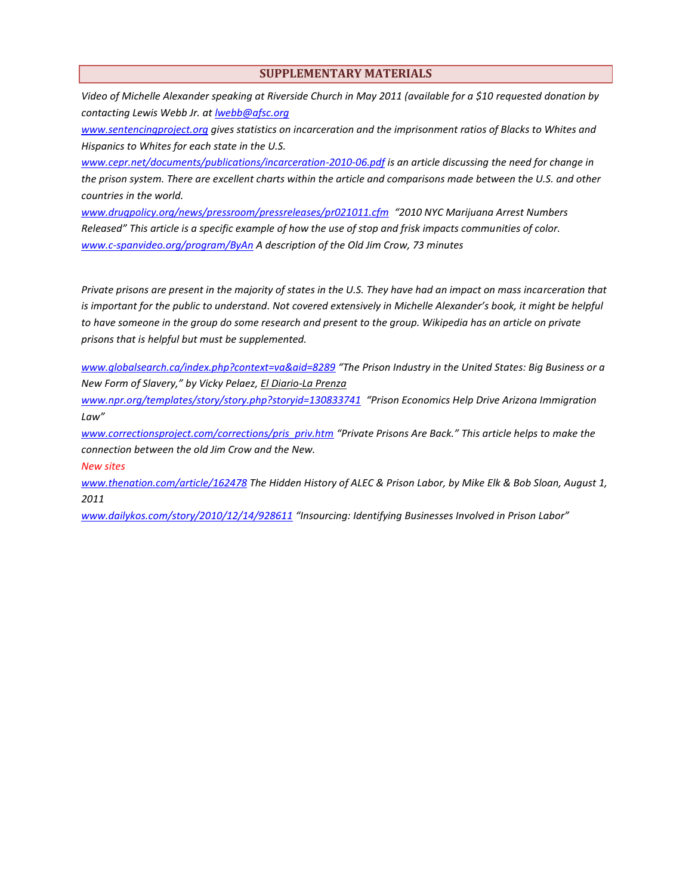## SUPPLEMENTARY MATERIALS

*Video of Michelle Alexander speaking at Riverside Church in May 2011 (available for a $10 requested donation by contacting Lewis Webb Jr. at lwebb@afsc.org*

*www.sentencingproject.org gives statistics on incarceration and the imprisonment ratios of Blacks to Whites and Hispanics to Whites for each state in the U.S.*

*www.cepr.net/documents/publications/incarceration-2010-06.pdf is an article discussing the need for change in the prison system. There are excellent charts within the article and comparisons made between the U.S. and other countries in the world.*

*www.drugpolicy.org/news/pressroom/pressreleases/pr021011.cfm "2010 NYC Marijuana Arrest Numbers Released" This article is a specific example of how the use of stop and frisk impacts communities of color.*

*www.c-spanvideo.org/program/ByAn A description of the Old Jim Crow, 73 minutes*

*Private prisons are present in the majority of states in the U.S. They have had an impact on mass incarceration that is important for the public to understand. Not covered extensively in Michelle Alexander's book, it might be helpful to have someone in the group do some research and present to the group. Wikipedia has an article on private prisons that is helpful but must be supplemented.*

*www.globalsearch.ca/index.php?context=va&aid=8289 "The Prison Industry in the United States: Big Business or a New Form of Slavery," by Vicky Pelaez, El Diario-La Prenza*

*www.npr.org/templates/story/story.php?storyid=130833741 "Prison Economics Help Drive Arizona Immigration Law"*

*www.correctionsproject.com/corrections/pris_priv.htm "Private Prisons Are Back." This article helps to make the connection between the old Jim Crow and the New.*

*New sites*

*www.thenation.com/article/162478 The Hidden History of ALEC & Prison Labor, by Mike Elk & Bob Sloan, August 1, 2011*

*www.dailykos.com/story/2010/12/14/928611 "Insourcing: Identifying Businesses Involved in Prison Labor"*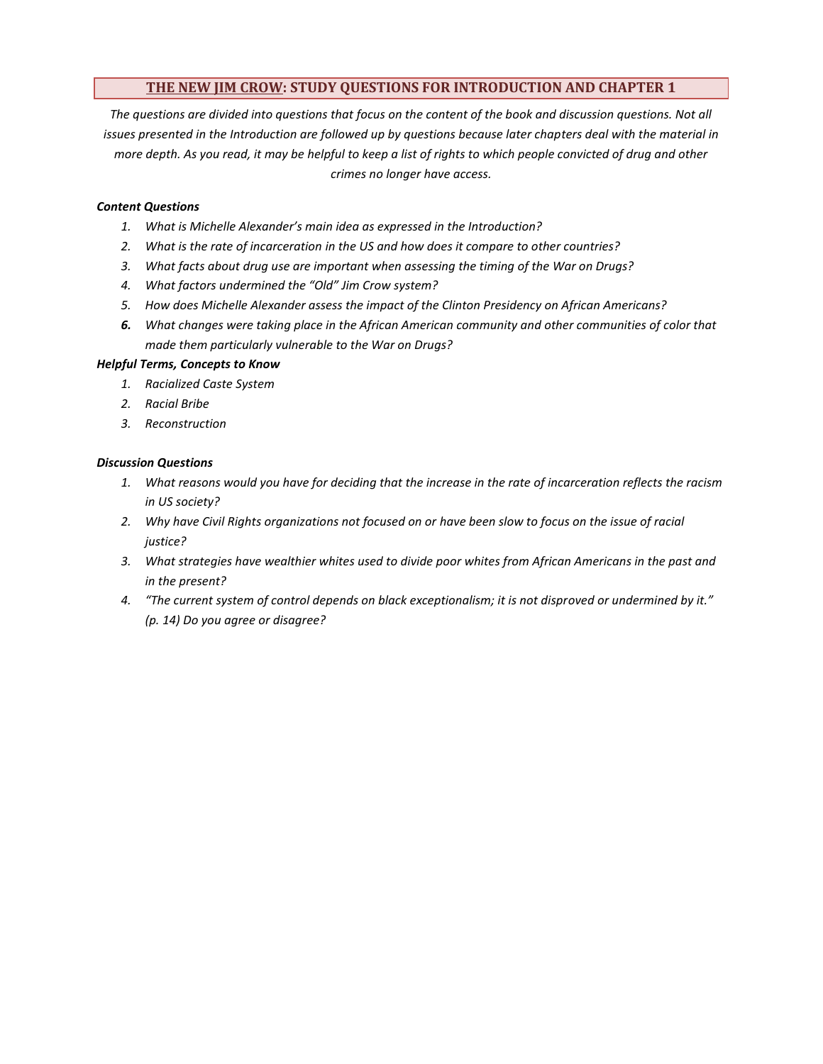## <u>THE NEW JIM CROW</u>: STUDY QUESTIONS FOR INTRODUCTION AND CHAPTER 1

*The questions are divided into questions that focus on the content of the book and discussion questions. Not all issues presented in the Introduction are followed up by questions because later chapters deal with the material in more depth. As you read, it may be helpful to keep a list of rights to which people convicted of drug and other crimes no longer have access.*

***Content Questions***

1. *What is Michelle Alexander's main idea as expressed in the Introduction?*
2. *What is the rate of incarceration in the US and how does it compare to other countries?*
3. *What facts about drug use are important when assessing the timing of the War on Drugs?*
4. *What factors undermined the "Old" Jim Crow system?*
5. *How does Michelle Alexander assess the impact of the Clinton Presidency on African Americans?*
6. *What changes were taking place in the African American community and other communities of color that made them particularly vulnerable to the War on Drugs?*

***Helpful Terms, Concepts to Know***

1. *Racialized Caste System*
2. *Racial Bribe*
3. *Reconstruction*

***Discussion Questions***

1. *What reasons would you have for deciding that the increase in the rate of incarceration reflects the racism in US society?*
2. *Why have Civil Rights organizations not focused on or have been slow to focus on the issue of racial justice?*
3. *What strategies have wealthier whites used to divide poor whites from African Americans in the past and in the present?*
4. *"The current system of control depends on black exceptionalism; it is not disproved or undermined by it." (p. 14) Do you agree or disagree?*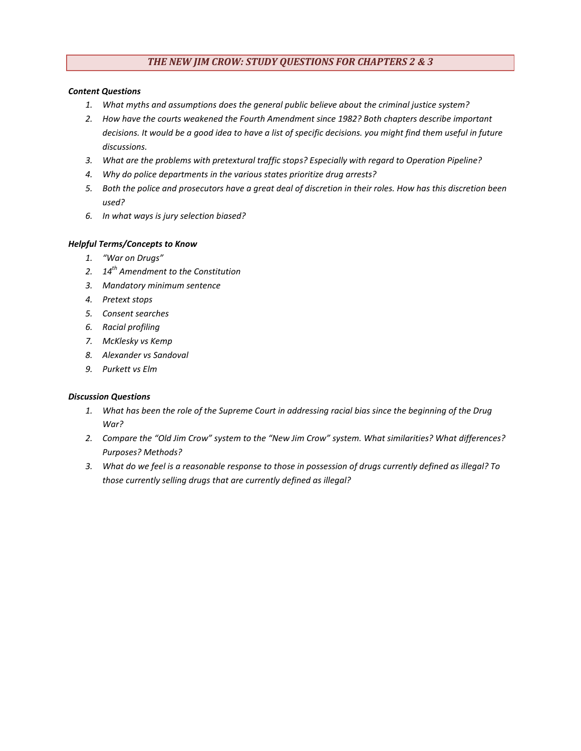## *THE NEW JIM CROW: STUDY QUESTIONS FOR CHAPTERS 2 & 3*

***Content Questions***

1. *What myths and assumptions does the general public believe about the criminal justice system?*
2. *How have the courts weakened the Fourth Amendment since 1982? Both chapters describe important decisions. It would be a good idea to have a list of specific decisions. you might find them useful in future discussions.*
3. *What are the problems with pretextural traffic stops? Especially with regard to Operation Pipeline?*
4. *Why do police departments in the various states prioritize drug arrests?*
5. *Both the police and prosecutors have a great deal of discretion in their roles. How has this discretion been used?*
6. *In what ways is jury selection biased?*

***Helpful Terms/Concepts to Know***

1. *"War on Drugs"*
2. *14th Amendment to the Constitution*
3. *Mandatory minimum sentence*
4. *Pretext stops*
5. *Consent searches*
6. *Racial profiling*
7. *McKlesky vs Kemp*
8. *Alexander vs Sandoval*
9. *Purkett vs Elm*

***Discussion Questions***

1. *What has been the role of the Supreme Court in addressing racial bias since the beginning of the Drug War?*
2. *Compare the "Old Jim Crow" system to the "New Jim Crow" system. What similarities? What differences? Purposes? Methods?*
3. *What do we feel is a reasonable response to those in possession of drugs currently defined as illegal? To those currently selling drugs that are currently defined as illegal?*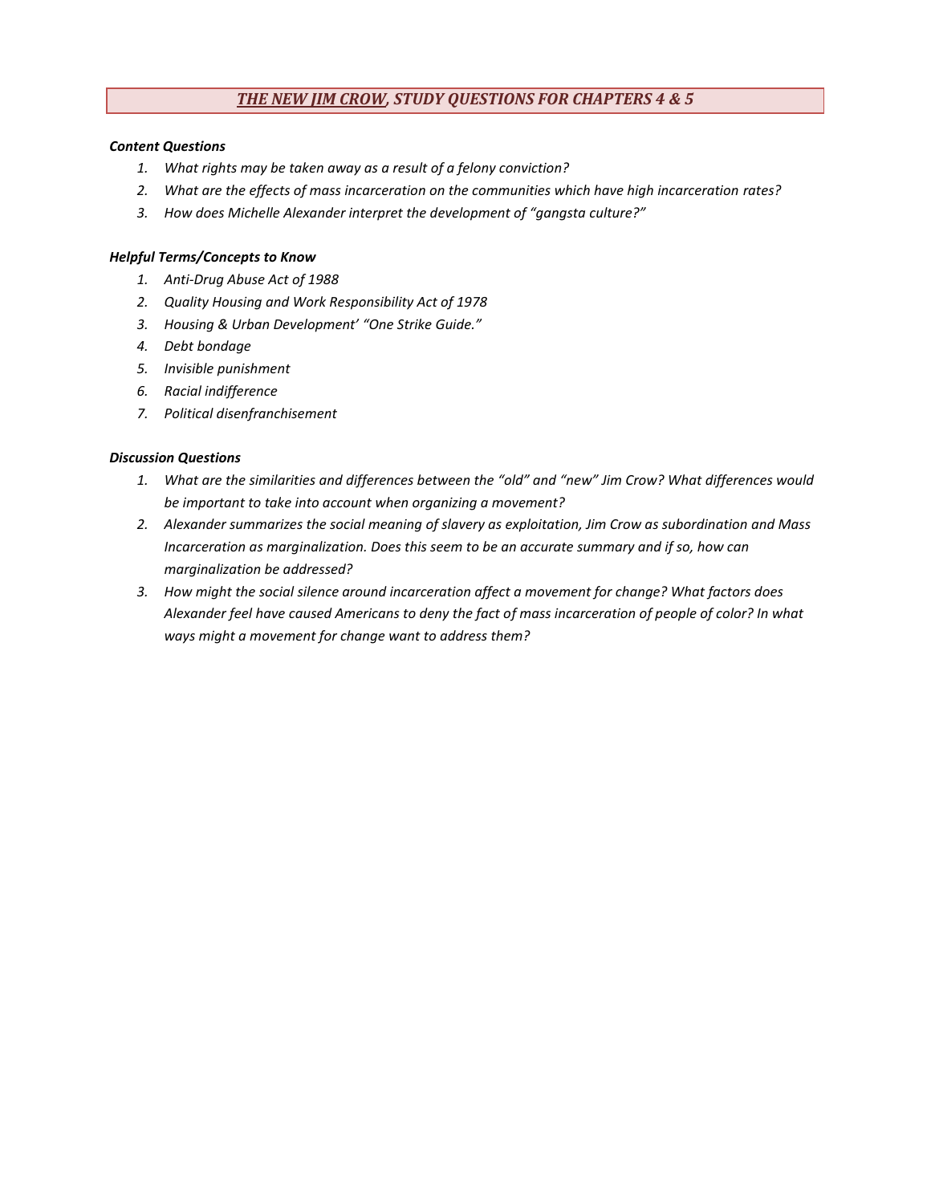# *THE NEW JIM CROW, STUDY QUESTIONS FOR CHAPTERS 4 & 5*

***Content Questions***

1. *What rights may be taken away as a result of a felony conviction?*
2. *What are the effects of mass incarceration on the communities which have high incarceration rates?*
3. *How does Michelle Alexander interpret the development of "gangsta culture?"*

***Helpful Terms/Concepts to Know***

1. *Anti-Drug Abuse Act of 1988*
2. *Quality Housing and Work Responsibility Act of 1978*
3. *Housing & Urban Development' "One Strike Guide."*
4. *Debt bondage*
5. *Invisible punishment*
6. *Racial indifference*
7. *Political disenfranchisement*

***Discussion Questions***

1. *What are the similarities and differences between the "old" and "new" Jim Crow? What differences would be important to take into account when organizing a movement?*
2. *Alexander summarizes the social meaning of slavery as exploitation, Jim Crow as subordination and Mass Incarceration as marginalization. Does this seem to be an accurate summary and if so, how can marginalization be addressed?*
3. *How might the social silence around incarceration affect a movement for change? What factors does Alexander feel have caused Americans to deny the fact of mass incarceration of people of color? In what ways might a movement for change want to address them?*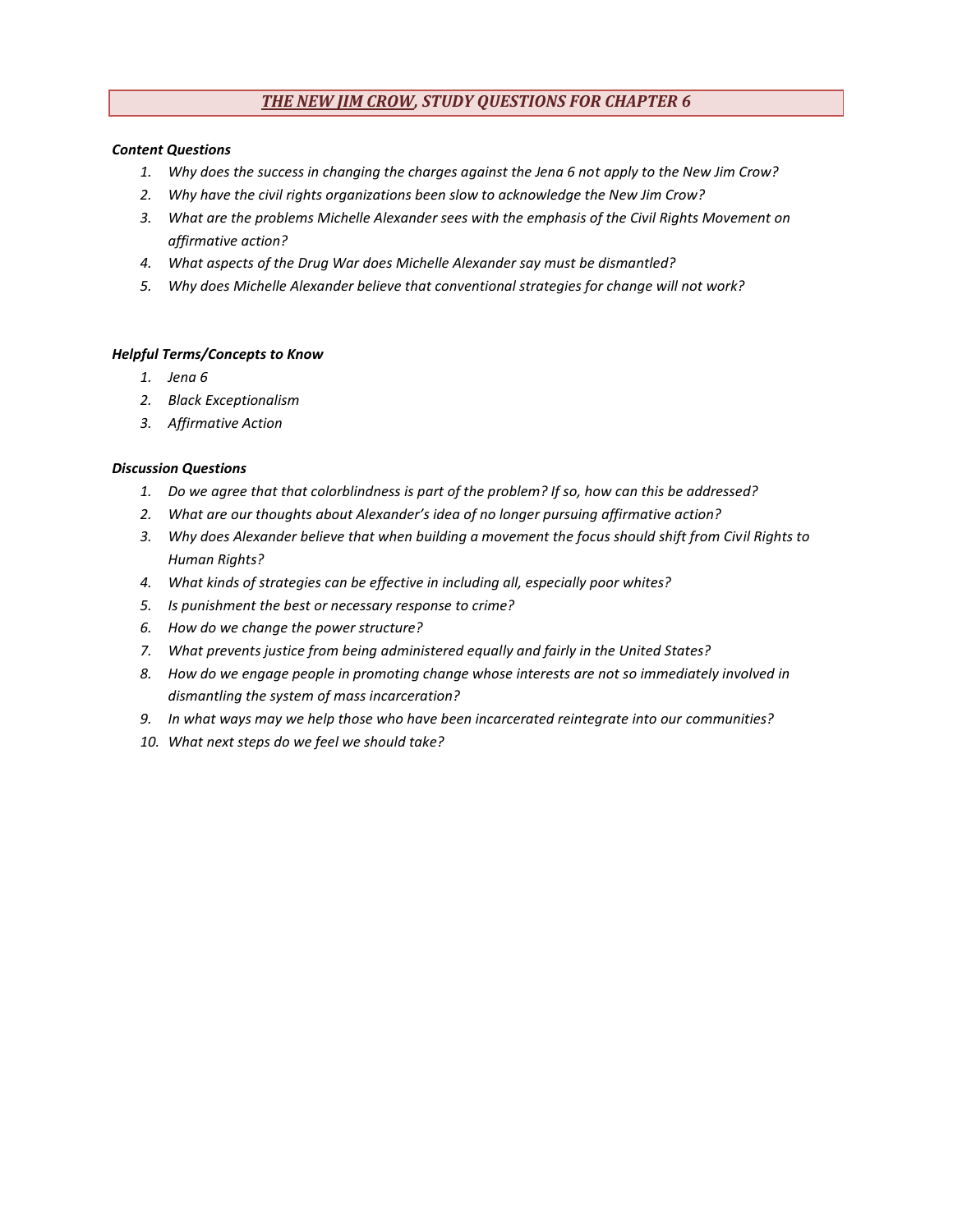# *<u>THE NEW JIM CROW</u>, STUDY QUESTIONS FOR CHAPTER 6*

***Content Questions***

1. *Why does the success in changing the charges against the Jena 6 not apply to the New Jim Crow?*
2. *Why have the civil rights organizations been slow to acknowledge the New Jim Crow?*
3. *What are the problems Michelle Alexander sees with the emphasis of the Civil Rights Movement on affirmative action?*
4. *What aspects of the Drug War does Michelle Alexander say must be dismantled?*
5. *Why does Michelle Alexander believe that conventional strategies for change will not work?*

***Helpful Terms/Concepts to Know***

1. *Jena 6*
2. *Black Exceptionalism*
3. *Affirmative Action*

***Discussion Questions***

1. *Do we agree that that colorblindness is part of the problem? If so, how can this be addressed?*
2. *What are our thoughts about Alexander's idea of no longer pursuing affirmative action?*
3. *Why does Alexander believe that when building a movement the focus should shift from Civil Rights to Human Rights?*
4. *What kinds of strategies can be effective in including all, especially poor whites?*
5. *Is punishment the best or necessary response to crime?*
6. *How do we change the power structure?*
7. *What prevents justice from being administered equally and fairly in the United States?*
8. *How do we engage people in promoting change whose interests are not so immediately involved in dismantling the system of mass incarceration?*
9. *In what ways may we help those who have been incarcerated reintegrate into our communities?*
10. *What next steps do we feel we should take?*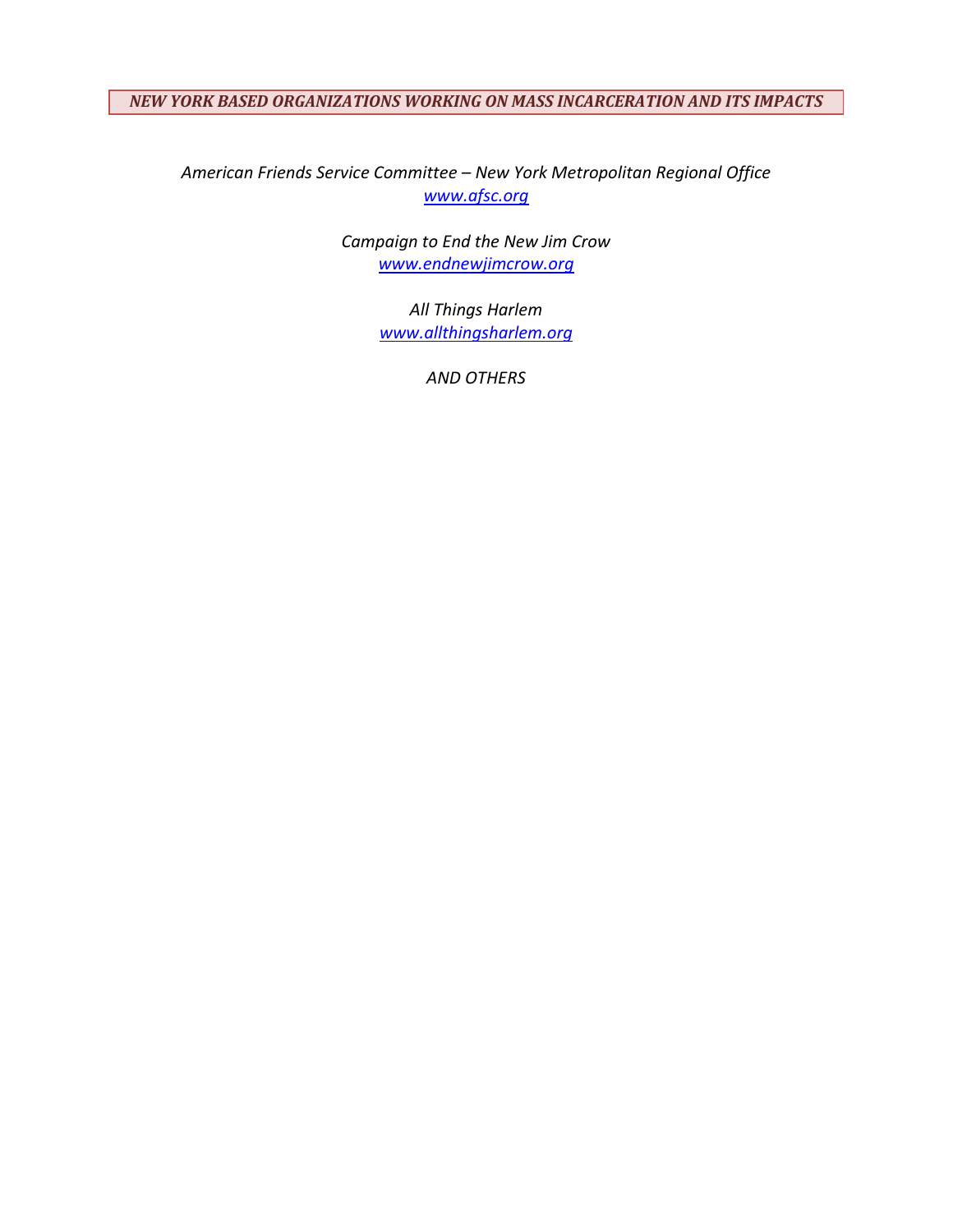## *NEW YORK BASED ORGANIZATIONS WORKING ON MASS INCARCERATION AND ITS IMPACTS*

*American Friends Service Committee – New York Metropolitan Regional Office*
*[www.afsc.org](http://www.afsc.org)*

*Campaign to End the New Jim Crow*
*[www.endnewjimcrow.org](http://www.endnewjimcrow.org)*

*All Things Harlem*
*[www.allthingsharlem.org](http://www.allthingsharlem.org)*

*AND OTHERS*